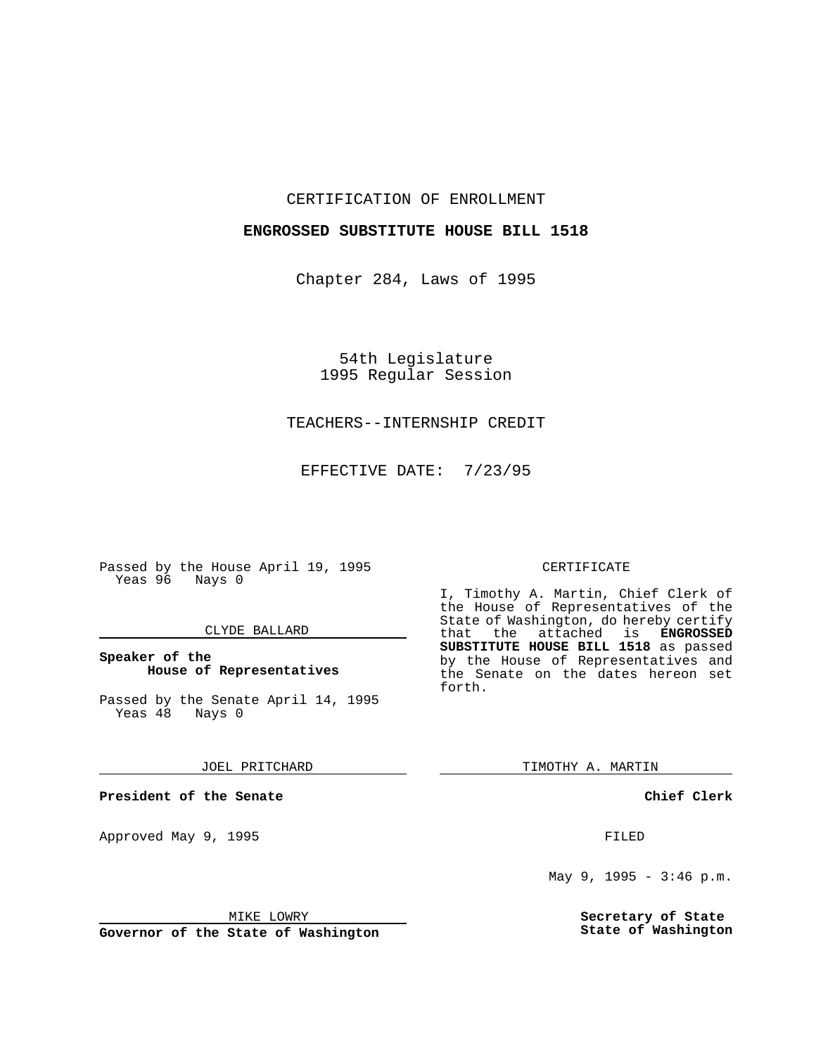CERTIFICATION OF ENROLLMENT

**ENGROSSED SUBSTITUTE HOUSE BILL 1518**

Chapter 284, Laws of 1995

54th Legislature
1995 Regular Session

TEACHERS--INTERNSHIP CREDIT

EFFECTIVE DATE: 7/23/95

Passed by the House April 19, 1995
Yeas 96 Nays 0

CLYDE BALLARD

**Speaker of the House of Representatives**

Passed by the Senate April 14, 1995
Yeas 48 Nays 0

JOEL PRITCHARD

**President of the Senate**

Approved May 9, 1995

MIKE LOWRY

**Governor of the State of Washington**

CERTIFICATE

I, Timothy A. Martin, Chief Clerk of the House of Representatives of the State of Washington, do hereby certify that the attached is **ENGROSSED SUBSTITUTE HOUSE BILL 1518** as passed by the House of Representatives and the Senate on the dates hereon set forth.

TIMOTHY A. MARTIN

**Chief Clerk**

FILED

May 9, 1995 - 3:46 p.m.

**Secretary of State**
**State of Washington**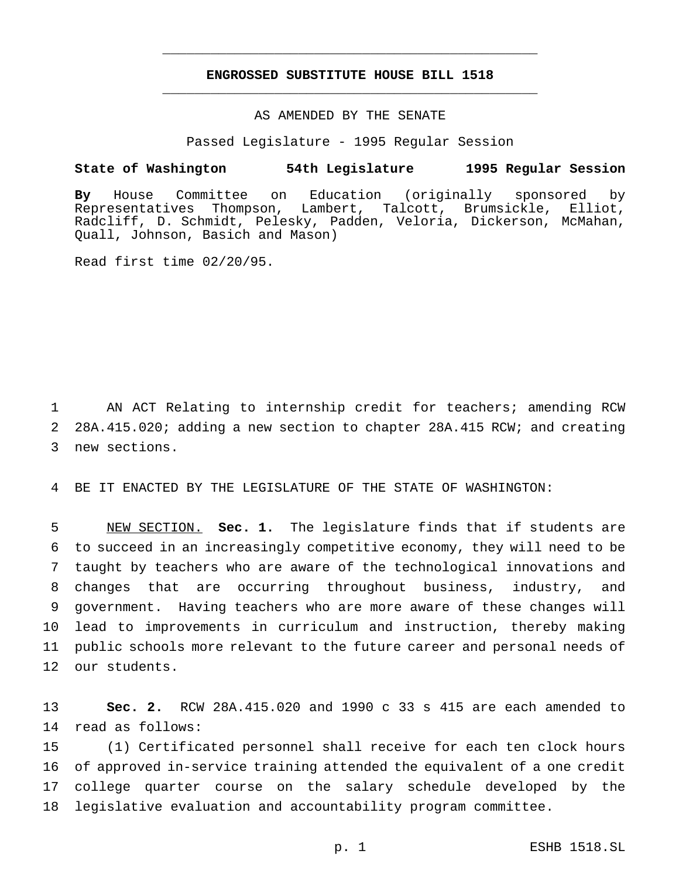# ENGROSSED SUBSTITUTE HOUSE BILL 1518

AS AMENDED BY THE SENATE

Passed Legislature - 1995 Regular Session

**State of Washington 54th Legislature 1995 Regular Session**

**By** House Committee on Education (originally sponsored by Representatives Thompson, Lambert, Talcott, Brumsickle, Elliot, Radcliff, D. Schmidt, Pelesky, Padden, Veloria, Dickerson, McMahan, Quall, Johnson, Basich and Mason)

Read first time 02/20/95.

AN ACT Relating to internship credit for teachers; amending RCW 28A.415.020; adding a new section to chapter 28A.415 RCW; and creating new sections.

BE IT ENACTED BY THE LEGISLATURE OF THE STATE OF WASHINGTON:

NEW SECTION. **Sec. 1.** The legislature finds that if students are to succeed in an increasingly competitive economy, they will need to be taught by teachers who are aware of the technological innovations and changes that are occurring throughout business, industry, and government. Having teachers who are more aware of these changes will lead to improvements in curriculum and instruction, thereby making public schools more relevant to the future career and personal needs of our students.

**Sec. 2.** RCW 28A.415.020 and 1990 c 33 s 415 are each amended to read as follows:

(1) Certificated personnel shall receive for each ten clock hours of approved in-service training attended the equivalent of a one credit college quarter course on the salary schedule developed by the legislative evaluation and accountability program committee.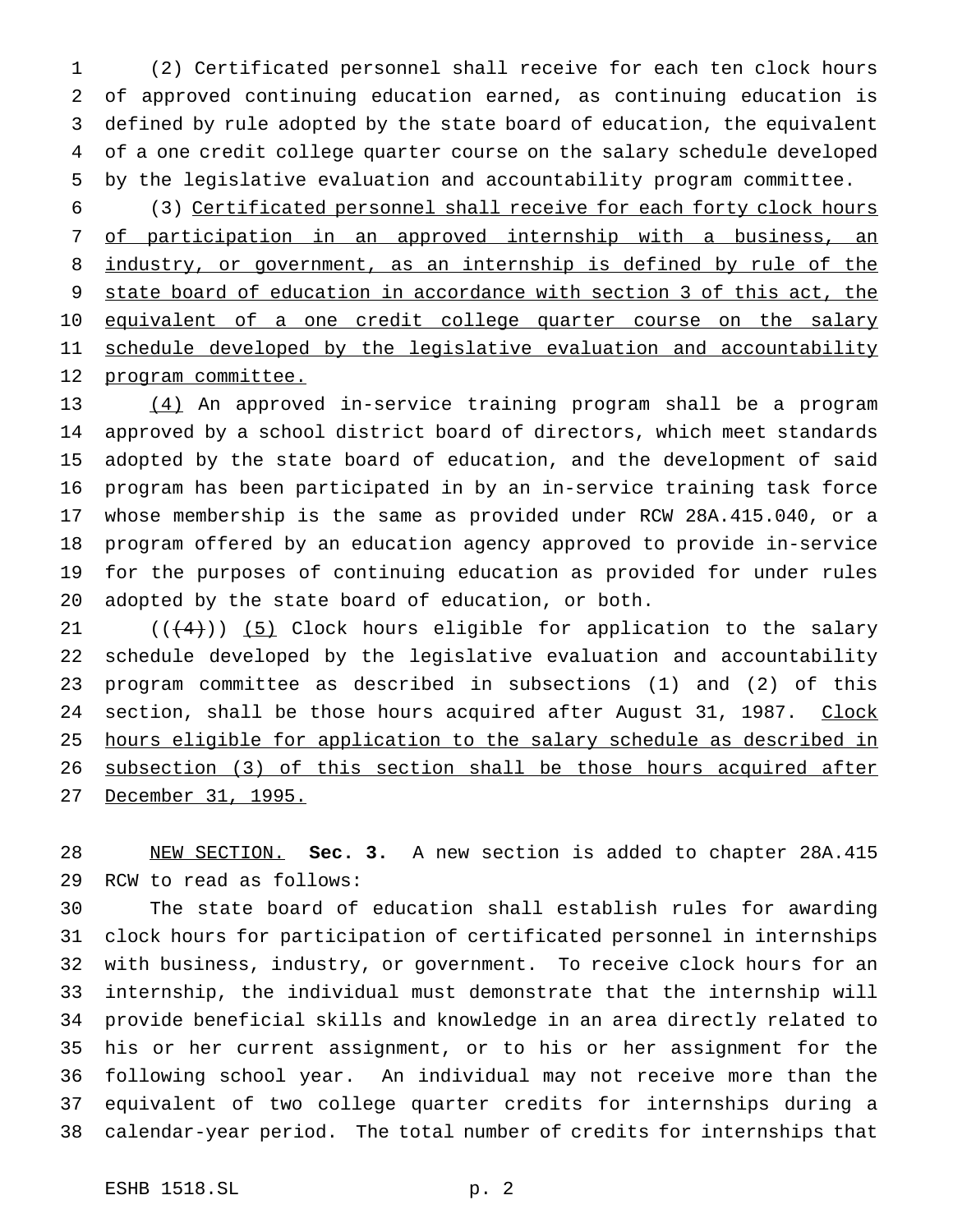(2) Certificated personnel shall receive for each ten clock hours of approved continuing education earned, as continuing education is defined by rule adopted by the state board of education, the equivalent of a one credit college quarter course on the salary schedule developed by the legislative evaluation and accountability program committee.

(3) Certificated personnel shall receive for each forty clock hours of participation in an approved internship with a business, an industry, or government, as an internship is defined by rule of the state board of education in accordance with section 3 of this act, the equivalent of a one credit college quarter course on the salary schedule developed by the legislative evaluation and accountability program committee.

(4) An approved in-service training program shall be a program approved by a school district board of directors, which meet standards adopted by the state board of education, and the development of said program has been participated in by an in-service training task force whose membership is the same as provided under RCW 28A.415.040, or a program offered by an education agency approved to provide in-service for the purposes of continuing education as provided for under rules adopted by the state board of education, or both.

(((4))) (5) Clock hours eligible for application to the salary schedule developed by the legislative evaluation and accountability program committee as described in subsections (1) and (2) of this section, shall be those hours acquired after August 31, 1987. Clock hours eligible for application to the salary schedule as described in subsection (3) of this section shall be those hours acquired after December 31, 1995.

NEW SECTION. **Sec. 3.** A new section is added to chapter 28A.415 RCW to read as follows:

The state board of education shall establish rules for awarding clock hours for participation of certificated personnel in internships with business, industry, or government. To receive clock hours for an internship, the individual must demonstrate that the internship will provide beneficial skills and knowledge in an area directly related to his or her current assignment, or to his or her assignment for the following school year. An individual may not receive more than the equivalent of two college quarter credits for internships during a calendar-year period. The total number of credits for internships that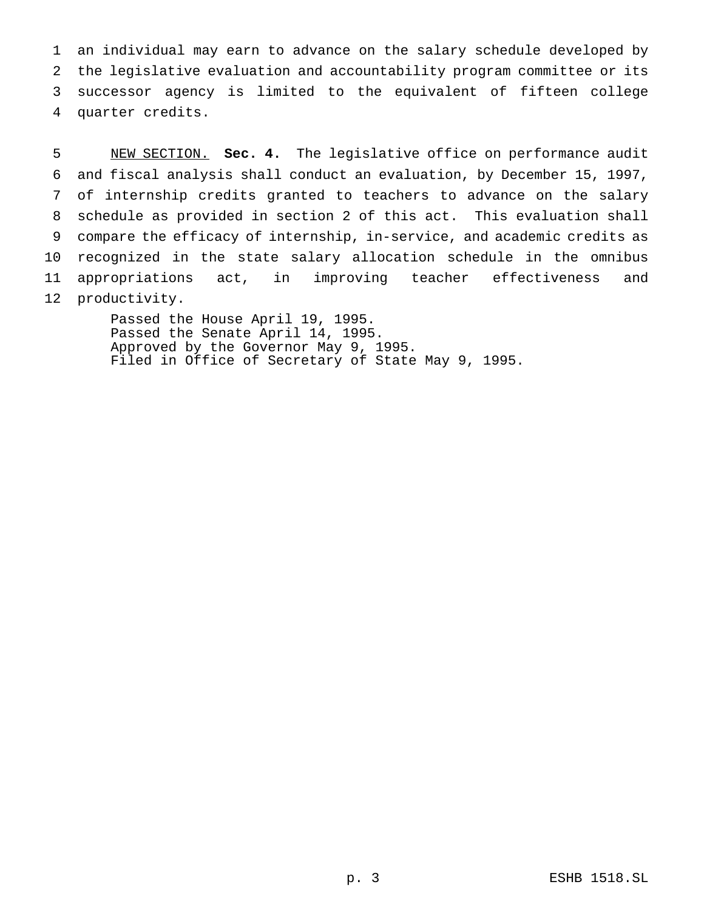an individual may earn to advance on the salary schedule developed by the legislative evaluation and accountability program committee or its successor agency is limited to the equivalent of fifteen college quarter credits.

NEW SECTION. **Sec. 4.** The legislative office on performance audit and fiscal analysis shall conduct an evaluation, by December 15, 1997, of internship credits granted to teachers to advance on the salary schedule as provided in section 2 of this act. This evaluation shall compare the efficacy of internship, in-service, and academic credits as recognized in the state salary allocation schedule in the omnibus appropriations act, in improving teacher effectiveness and productivity.

Passed the House April 19, 1995.
Passed the Senate April 14, 1995.
Approved by the Governor May 9, 1995.
Filed in Office of Secretary of State May 9, 1995.